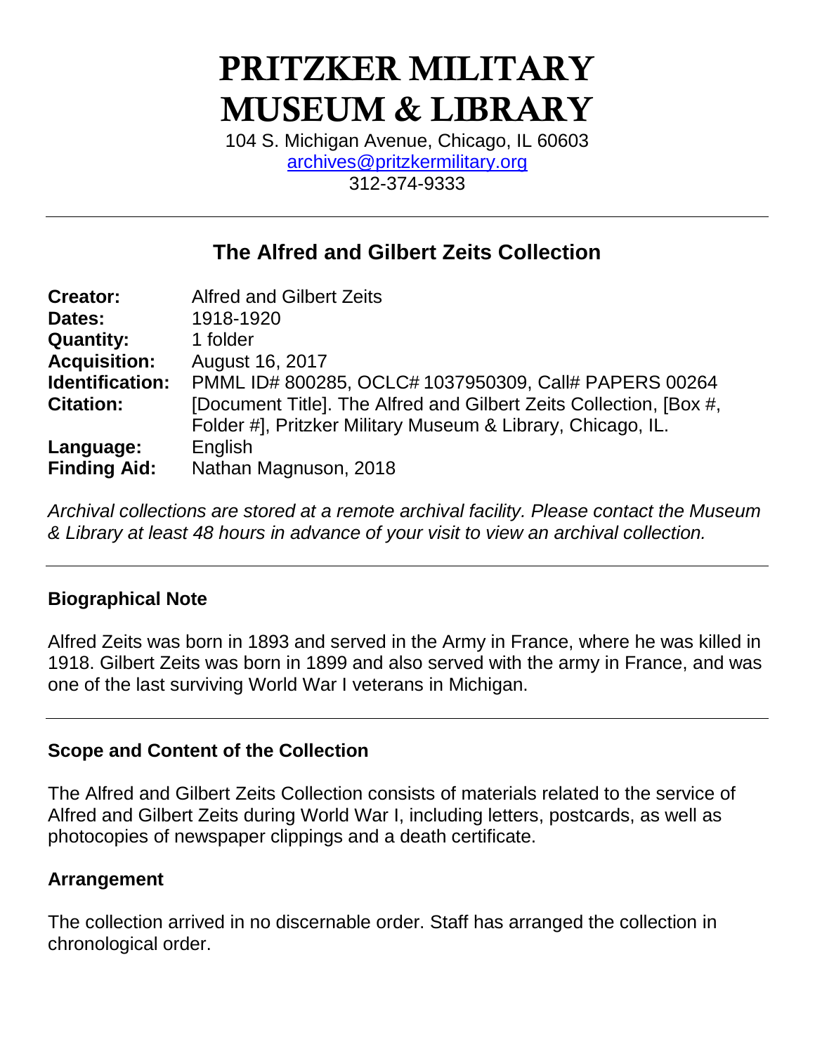# PRITZKER MILITARY MUSEUM & LIBRARY

104 S. Michigan Avenue, Chicago, IL 60603
archives@pritzkermilitary.org
312-374-9333

---

## The Alfred and Gilbert Zeits Collection

**Creator:** Alfred and Gilbert Zeits
**Dates:** 1918-1920
**Quantity:** 1 folder
**Acquisition:** August 16, 2017
**Identification:** PMML ID# 800285, OCLC# 1037950309, Call# PAPERS 00264
**Citation:** [Document Title]. The Alfred and Gilbert Zeits Collection, [Box #, Folder #], Pritzker Military Museum & Library, Chicago, IL.
**Language:** English
**Finding Aid:** Nathan Magnuson, 2018

*Archival collections are stored at a remote archival facility. Please contact the Museum & Library at least 48 hours in advance of your visit to view an archival collection.*

---

### Biographical Note

Alfred Zeits was born in 1893 and served in the Army in France, where he was killed in 1918. Gilbert Zeits was born in 1899 and also served with the army in France, and was one of the last surviving World War I veterans in Michigan.

---

### Scope and Content of the Collection

The Alfred and Gilbert Zeits Collection consists of materials related to the service of Alfred and Gilbert Zeits during World War I, including letters, postcards, as well as photocopies of newspaper clippings and a death certificate.

### Arrangement

The collection arrived in no discernable order. Staff has arranged the collection in chronological order.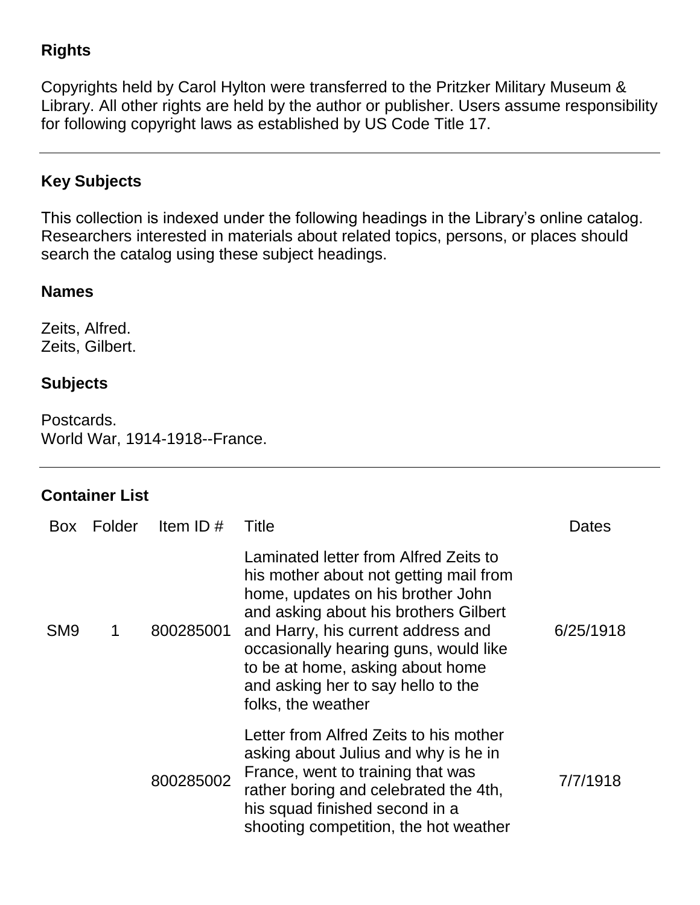## Rights

Copyrights held by Carol Hylton were transferred to the Pritzker Military Museum & Library. All other rights are held by the author or publisher. Users assume responsibility for following copyright laws as established by US Code Title 17.

---

## Key Subjects

This collection is indexed under the following headings in the Library's online catalog. Researchers interested in materials about related topics, persons, or places should search the catalog using these subject headings.

### Names

Zeits, Alfred.
Zeits, Gilbert.

### Subjects

Postcards.
World War, 1914-1918--France.

---

## Container List

| Box | Folder | Item ID # | Title | Dates |
|---|---|---|---|---|
| SM9 | 1 | 800285001 | Laminated letter from Alfred Zeits to his mother about not getting mail from home, updates on his brother John and asking about his brothers Gilbert and Harry, his current address and occasionally hearing guns, would like to be at home, asking about home and asking her to say hello to the folks, the weather | 6/25/1918 |
| | | 800285002 | Letter from Alfred Zeits to his mother asking about Julius and why is he in France, went to training that was rather boring and celebrated the 4th, his squad finished second in a shooting competition, the hot weather | 7/7/1918 |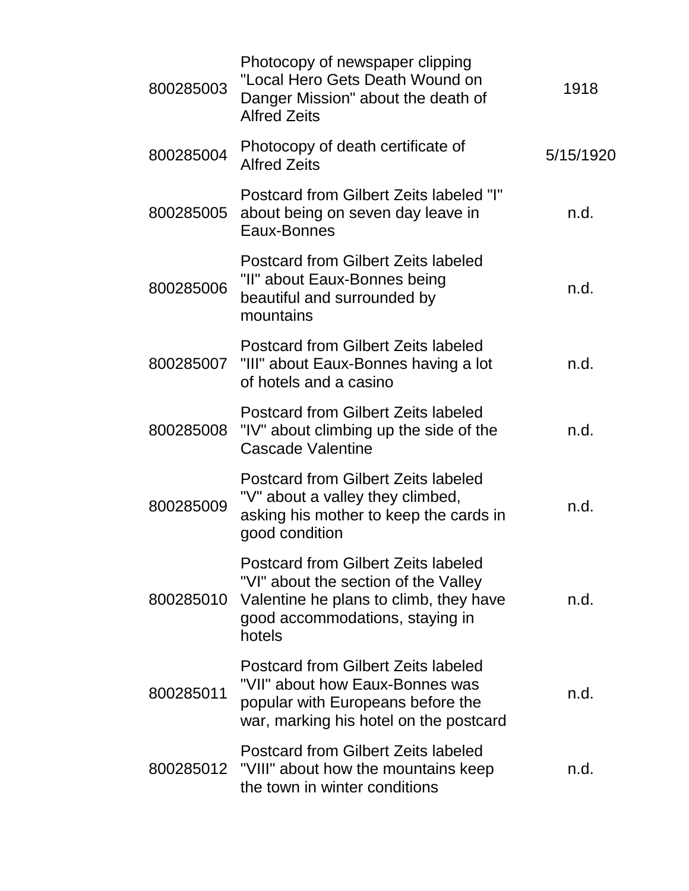| | | |
|---|---|---|
| 800285003 | Photocopy of newspaper clipping "Local Hero Gets Death Wound on Danger Mission" about the death of Alfred Zeits | 1918 |
| 800285004 | Photocopy of death certificate of Alfred Zeits | 5/15/1920 |
| 800285005 | Postcard from Gilbert Zeits labeled "I" about being on seven day leave in Eaux-Bonnes | n.d. |
| 800285006 | Postcard from Gilbert Zeits labeled "II" about Eaux-Bonnes being beautiful and surrounded by mountains | n.d. |
| 800285007 | Postcard from Gilbert Zeits labeled "III" about Eaux-Bonnes having a lot of hotels and a casino | n.d. |
| 800285008 | Postcard from Gilbert Zeits labeled "IV" about climbing up the side of the Cascade Valentine | n.d. |
| 800285009 | Postcard from Gilbert Zeits labeled "V" about a valley they climbed, asking his mother to keep the cards in good condition | n.d. |
| 800285010 | Postcard from Gilbert Zeits labeled "VI" about the section of the Valley Valentine he plans to climb, they have good accommodations, staying in hotels | n.d. |
| 800285011 | Postcard from Gilbert Zeits labeled "VII" about how Eaux-Bonnes was popular with Europeans before the war, marking his hotel on the postcard | n.d. |
| 800285012 | Postcard from Gilbert Zeits labeled "VIII" about how the mountains keep the town in winter conditions | n.d. |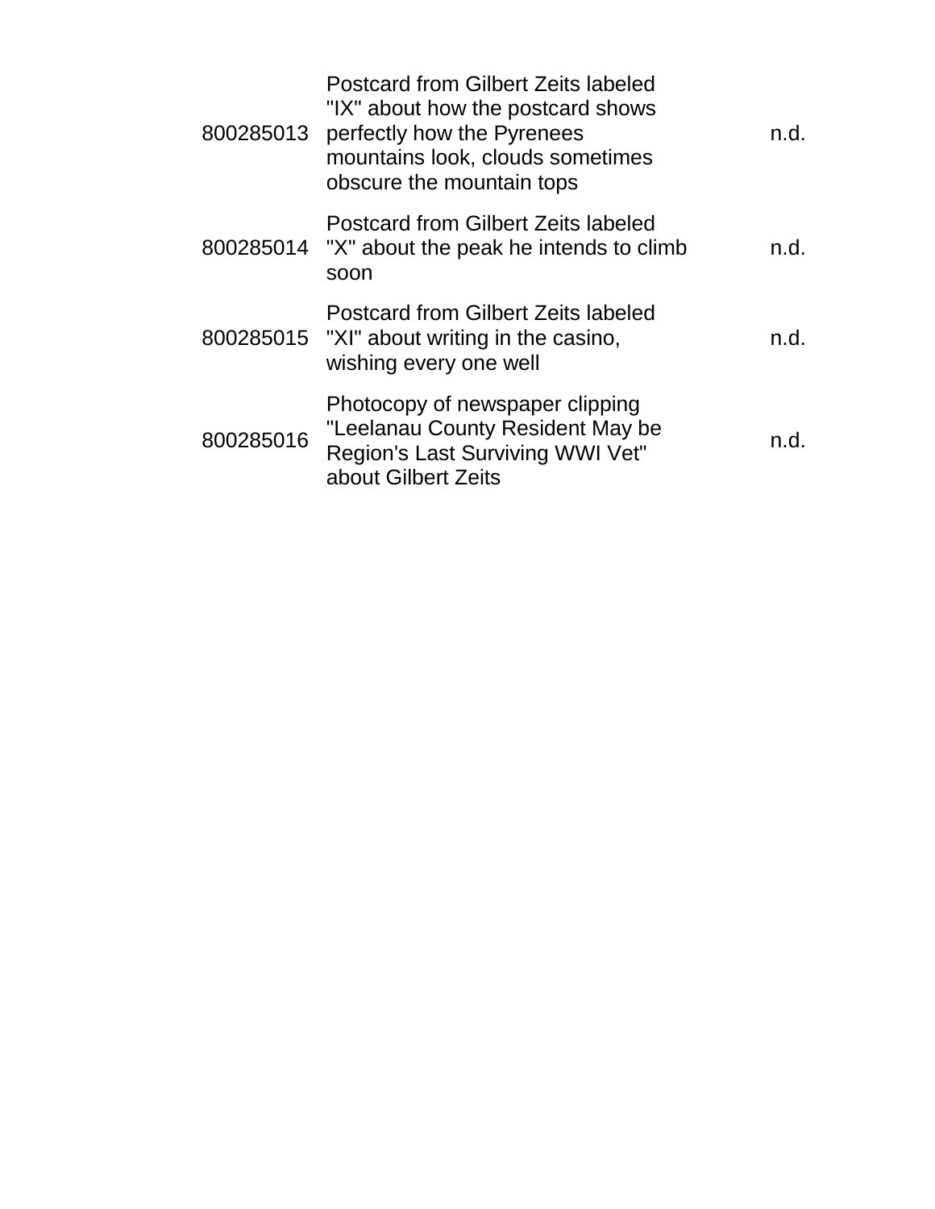| | | |
|---|---|---|
| 800285013 | Postcard from Gilbert Zeits labeled "IX" about how the postcard shows perfectly how the Pyrenees mountains look, clouds sometimes obscure the mountain tops | n.d. |
| 800285014 | Postcard from Gilbert Zeits labeled "X" about the peak he intends to climb soon | n.d. |
| 800285015 | Postcard from Gilbert Zeits labeled "XI" about writing in the casino, wishing every one well | n.d. |
| 800285016 | Photocopy of newspaper clipping "Leelanau County Resident May be Region's Last Surviving WWI Vet" about Gilbert Zeits | n.d. |